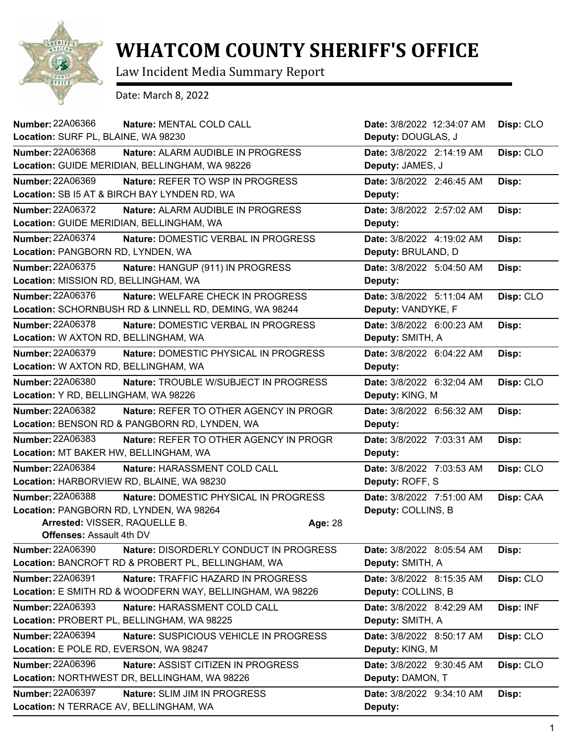# WHATCOM COUNTY SHERIFF'S OFFICE

Law Incident Media Summary Report

Date: March 8, 2022

**Number:** 22A06366 **Nature:** MENTAL COLD CALL **Date:** 3/8/2022 12:34:07 AM **Disp:** CLO
**Location:** SURF PL, BLAINE, WA 98230 **Deputy:** DOUGLAS, J

---

**Number:** 22A06368 **Nature:** ALARM AUDIBLE IN PROGRESS **Date:** 3/8/2022 2:14:19 AM **Disp:** CLO
**Location:** GUIDE MERIDIAN, BELLINGHAM, WA 98226 **Deputy:** JAMES, J

---

**Number:** 22A06369 **Nature:** REFER TO WSP IN PROGRESS **Date:** 3/8/2022 2:46:45 AM **Disp:**
**Location:** SB I5 AT & BIRCH BAY LYNDEN RD, WA **Deputy:**

---

**Number:** 22A06372 **Nature:** ALARM AUDIBLE IN PROGRESS **Date:** 3/8/2022 2:57:02 AM **Disp:**
**Location:** GUIDE MERIDIAN, BELLINGHAM, WA **Deputy:**

---

**Number:** 22A06374 **Nature:** DOMESTIC VERBAL IN PROGRESS **Date:** 3/8/2022 4:19:02 AM **Disp:**
**Location:** PANGBORN RD, LYNDEN, WA **Deputy:** BRULAND, D

---

**Number:** 22A06375 **Nature:** HANGUP (911) IN PROGRESS **Date:** 3/8/2022 5:04:50 AM **Disp:**
**Location:** MISSION RD, BELLINGHAM, WA **Deputy:**

---

**Number:** 22A06376 **Nature:** WELFARE CHECK IN PROGRESS **Date:** 3/8/2022 5:11:04 AM **Disp:** CLO
**Location:** SCHORNBUSH RD & LINNELL RD, DEMING, WA 98244 **Deputy:** VANDYKE, F

---

**Number:** 22A06378 **Nature:** DOMESTIC VERBAL IN PROGRESS **Date:** 3/8/2022 6:00:23 AM **Disp:**
**Location:** W AXTON RD, BELLINGHAM, WA **Deputy:** SMITH, A

---

**Number:** 22A06379 **Nature:** DOMESTIC PHYSICAL IN PROGRESS **Date:** 3/8/2022 6:04:22 AM **Disp:**
**Location:** W AXTON RD, BELLINGHAM, WA **Deputy:**

---

**Number:** 22A06380 **Nature:** TROUBLE W/SUBJECT IN PROGRESS **Date:** 3/8/2022 6:32:04 AM **Disp:** CLO
**Location:** Y RD, BELLINGHAM, WA 98226 **Deputy:** KING, M

---

**Number:** 22A06382 **Nature:** REFER TO OTHER AGENCY IN PROGR **Date:** 3/8/2022 6:56:32 AM **Disp:**
**Location:** BENSON RD & PANGBORN RD, LYNDEN, WA **Deputy:**

---

**Number:** 22A06383 **Nature:** REFER TO OTHER AGENCY IN PROGR **Date:** 3/8/2022 7:03:31 AM **Disp:**
**Location:** MT BAKER HW, BELLINGHAM, WA **Deputy:**

---

**Number:** 22A06384 **Nature:** HARASSMENT COLD CALL **Date:** 3/8/2022 7:03:53 AM **Disp:** CLO
**Location:** HARBORVIEW RD, BLAINE, WA 98230 **Deputy:** ROFF, S

---

**Number:** 22A06388 **Nature:** DOMESTIC PHYSICAL IN PROGRESS **Date:** 3/8/2022 7:51:00 AM **Disp:** CAA
**Location:** PANGBORN RD, LYNDEN, WA 98264 **Deputy:** COLLINS, B
**Arrested:** VISSER, RAQUELLE B. **Age:** 28
**Offenses:** Assault 4th DV

---

**Number:** 22A06390 **Nature:** DISORDERLY CONDUCT IN PROGRESS **Date:** 3/8/2022 8:05:54 AM **Disp:**
**Location:** BANCROFT RD & PROBERT PL, BELLINGHAM, WA **Deputy:** SMITH, A

---

**Number:** 22A06391 **Nature:** TRAFFIC HAZARD IN PROGRESS **Date:** 3/8/2022 8:15:35 AM **Disp:** CLO
**Location:** E SMITH RD & WOODFERN WAY, BELLINGHAM, WA 98226 **Deputy:** COLLINS, B

---

**Number:** 22A06393 **Nature:** HARASSMENT COLD CALL **Date:** 3/8/2022 8:42:29 AM **Disp:** INF
**Location:** PROBERT PL, BELLINGHAM, WA 98225 **Deputy:** SMITH, A

---

**Number:** 22A06394 **Nature:** SUSPICIOUS VEHICLE IN PROGRESS **Date:** 3/8/2022 8:50:17 AM **Disp:** CLO
**Location:** E POLE RD, EVERSON, WA 98247 **Deputy:** KING, M

---

**Number:** 22A06396 **Nature:** ASSIST CITIZEN IN PROGRESS **Date:** 3/8/2022 9:30:45 AM **Disp:** CLO
**Location:** NORTHWEST DR, BELLINGHAM, WA 98226 **Deputy:** DAMON, T

---

**Number:** 22A06397 **Nature:** SLIM JIM IN PROGRESS **Date:** 3/8/2022 9:34:10 AM **Disp:**
**Location:** N TERRACE AV, BELLINGHAM, WA **Deputy:**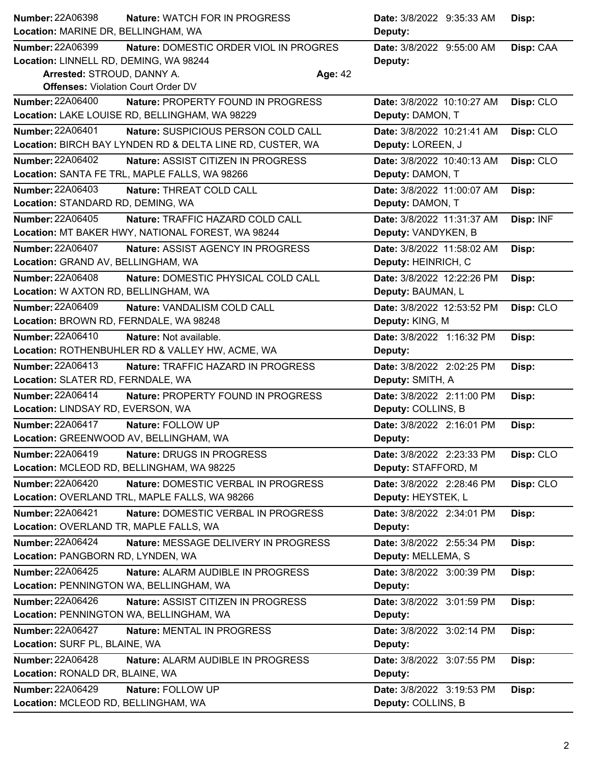**Number:** 22A06398 **Nature:** WATCH FOR IN PROGRESS **Date:** 3/8/2022 9:35:33 AM **Disp:**
**Location:** MARINE DR, BELLINGHAM, WA **Deputy:**

**Number:** 22A06399 **Nature:** DOMESTIC ORDER VIOL IN PROGRES **Date:** 3/8/2022 9:55:00 AM **Disp:** CAA
**Location:** LINNELL RD, DEMING, WA 98244 **Deputy:**
**Arrested:** STROUD, DANNY A. **Age:** 42
**Offenses:** Violation Court Order DV

**Number:** 22A06400 **Nature:** PROPERTY FOUND IN PROGRESS **Date:** 3/8/2022 10:10:27 AM **Disp:** CLO
**Location:** LAKE LOUISE RD, BELLINGHAM, WA 98229 **Deputy:** DAMON, T

**Number:** 22A06401 **Nature:** SUSPICIOUS PERSON COLD CALL **Date:** 3/8/2022 10:21:41 AM **Disp:** CLO
**Location:** BIRCH BAY LYNDEN RD & DELTA LINE RD, CUSTER, WA **Deputy:** LOREEN, J

**Number:** 22A06402 **Nature:** ASSIST CITIZEN IN PROGRESS **Date:** 3/8/2022 10:40:13 AM **Disp:** CLO
**Location:** SANTA FE TRL, MAPLE FALLS, WA 98266 **Deputy:** DAMON, T

**Number:** 22A06403 **Nature:** THREAT COLD CALL **Date:** 3/8/2022 11:00:07 AM **Disp:**
**Location:** STANDARD RD, DEMING, WA **Deputy:** DAMON, T

**Number:** 22A06405 **Nature:** TRAFFIC HAZARD COLD CALL **Date:** 3/8/2022 11:31:37 AM **Disp:** INF
**Location:** MT BAKER HWY, NATIONAL FOREST, WA 98244 **Deputy:** VANDYKEN, B

**Number:** 22A06407 **Nature:** ASSIST AGENCY IN PROGRESS **Date:** 3/8/2022 11:58:02 AM **Disp:**
**Location:** GRAND AV, BELLINGHAM, WA **Deputy:** HEINRICH, C

**Number:** 22A06408 **Nature:** DOMESTIC PHYSICAL COLD CALL **Date:** 3/8/2022 12:22:26 PM **Disp:**
**Location:** W AXTON RD, BELLINGHAM, WA **Deputy:** BAUMAN, L

**Number:** 22A06409 **Nature:** VANDALISM COLD CALL **Date:** 3/8/2022 12:53:52 PM **Disp:** CLO
**Location:** BROWN RD, FERNDALE, WA 98248 **Deputy:** KING, M

**Number:** 22A06410 **Nature:** Not available. **Date:** 3/8/2022 1:16:32 PM **Disp:**
**Location:** ROTHENBUHLER RD & VALLEY HW, ACME, WA **Deputy:**

**Number:** 22A06413 **Nature:** TRAFFIC HAZARD IN PROGRESS **Date:** 3/8/2022 2:02:25 PM **Disp:**
**Location:** SLATER RD, FERNDALE, WA **Deputy:** SMITH, A

**Number:** 22A06414 **Nature:** PROPERTY FOUND IN PROGRESS **Date:** 3/8/2022 2:11:00 PM **Disp:**
**Location:** LINDSAY RD, EVERSON, WA **Deputy:** COLLINS, B

**Number:** 22A06417 **Nature:** FOLLOW UP **Date:** 3/8/2022 2:16:01 PM **Disp:**
**Location:** GREENWOOD AV, BELLINGHAM, WA **Deputy:**

**Number:** 22A06419 **Nature:** DRUGS IN PROGRESS **Date:** 3/8/2022 2:23:33 PM **Disp:** CLO
**Location:** MCLEOD RD, BELLINGHAM, WA 98225 **Deputy:** STAFFORD, M

**Number:** 22A06420 **Nature:** DOMESTIC VERBAL IN PROGRESS **Date:** 3/8/2022 2:28:46 PM **Disp:** CLO
**Location:** OVERLAND TRL, MAPLE FALLS, WA 98266 **Deputy:** HEYSTEK, L

**Number:** 22A06421 **Nature:** DOMESTIC VERBAL IN PROGRESS **Date:** 3/8/2022 2:34:01 PM **Disp:**
**Location:** OVERLAND TR, MAPLE FALLS, WA **Deputy:**

**Number:** 22A06424 **Nature:** MESSAGE DELIVERY IN PROGRESS **Date:** 3/8/2022 2:55:34 PM **Disp:**
**Location:** PANGBORN RD, LYNDEN, WA **Deputy:** MELLEMA, S

**Number:** 22A06425 **Nature:** ALARM AUDIBLE IN PROGRESS **Date:** 3/8/2022 3:00:39 PM **Disp:**
**Location:** PENNINGTON WA, BELLINGHAM, WA **Deputy:**

**Number:** 22A06426 **Nature:** ASSIST CITIZEN IN PROGRESS **Date:** 3/8/2022 3:01:59 PM **Disp:**
**Location:** PENNINGTON WA, BELLINGHAM, WA **Deputy:**

**Number:** 22A06427 **Nature:** MENTAL IN PROGRESS **Date:** 3/8/2022 3:02:14 PM **Disp:**
**Location:** SURF PL, BLAINE, WA **Deputy:**

**Number:** 22A06428 **Nature:** ALARM AUDIBLE IN PROGRESS **Date:** 3/8/2022 3:07:55 PM **Disp:**
**Location:** RONALD DR, BLAINE, WA **Deputy:**

**Number:** 22A06429 **Nature:** FOLLOW UP **Date:** 3/8/2022 3:19:53 PM **Disp:**
**Location:** MCLEOD RD, BELLINGHAM, WA **Deputy:** COLLINS, B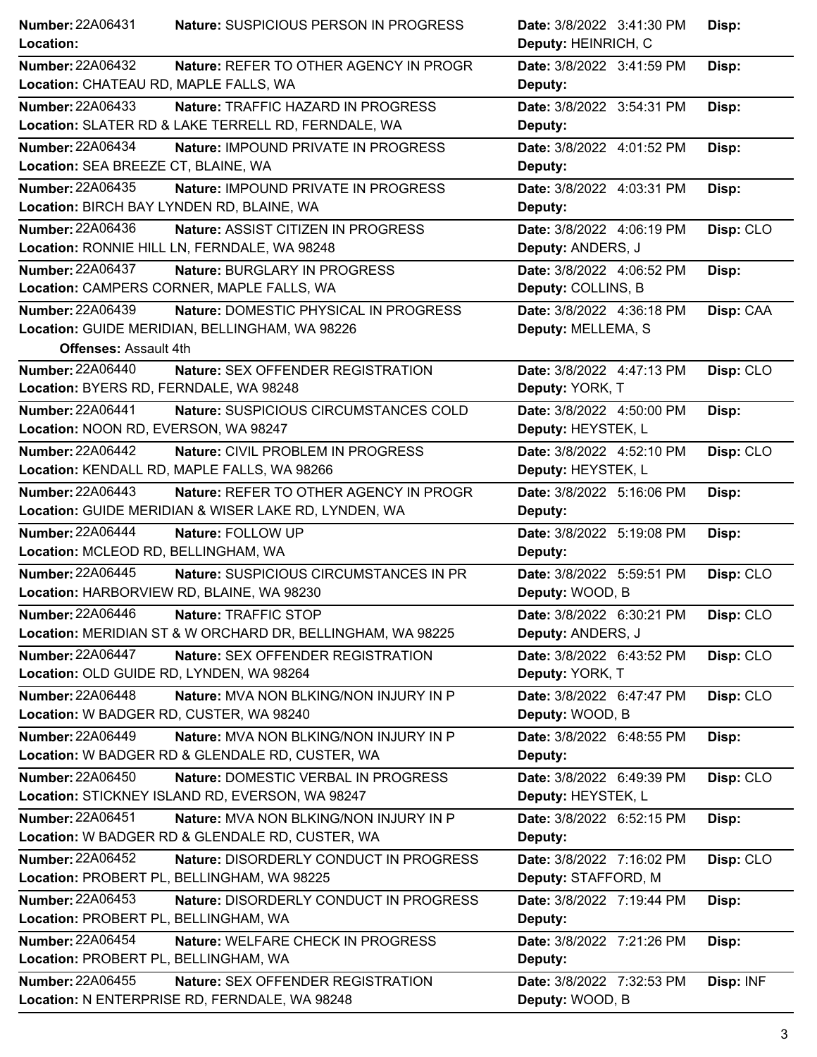| Number | Nature | Date | Disp | Location | Deputy |
|---|---|---|---|---|---|
| 22A06431 | SUSPICIOUS PERSON IN PROGRESS | 3/8/2022 3:41:30 PM | | | HEINRICH, C |
| 22A06432 | REFER TO OTHER AGENCY IN PROGR | 3/8/2022 3:41:59 PM | | CHATEAU RD, MAPLE FALLS, WA | |
| 22A06433 | TRAFFIC HAZARD IN PROGRESS | 3/8/2022 3:54:31 PM | | SLATER RD & LAKE TERRELL RD, FERNDALE, WA | |
| 22A06434 | IMPOUND PRIVATE IN PROGRESS | 3/8/2022 4:01:52 PM | | SEA BREEZE CT, BLAINE, WA | |
| 22A06435 | IMPOUND PRIVATE IN PROGRESS | 3/8/2022 4:03:31 PM | | BIRCH BAY LYNDEN RD, BLAINE, WA | |
| 22A06436 | ASSIST CITIZEN IN PROGRESS | 3/8/2022 4:06:19 PM | CLO | RONNIE HILL LN, FERNDALE, WA 98248 | ANDERS, J |
| 22A06437 | BURGLARY IN PROGRESS | 3/8/2022 4:06:52 PM | | CAMPERS CORNER, MAPLE FALLS, WA | COLLINS, B |
| 22A06439 | DOMESTIC PHYSICAL IN PROGRESS | 3/8/2022 4:36:18 PM | CAA | GUIDE MERIDIAN, BELLINGHAM, WA 98226 (Offenses: Assault 4th) | MELLEMA, S |
| 22A06440 | SEX OFFENDER REGISTRATION | 3/8/2022 4:47:13 PM | CLO | BYERS RD, FERNDALE, WA 98248 | YORK, T |
| 22A06441 | SUSPICIOUS CIRCUMSTANCES COLD | 3/8/2022 4:50:00 PM | | NOON RD, EVERSON, WA 98247 | HEYSTEK, L |
| 22A06442 | CIVIL PROBLEM IN PROGRESS | 3/8/2022 4:52:10 PM | CLO | KENDALL RD, MAPLE FALLS, WA 98266 | HEYSTEK, L |
| 22A06443 | REFER TO OTHER AGENCY IN PROGR | 3/8/2022 5:16:06 PM | | GUIDE MERIDIAN & WISER LAKE RD, LYNDEN, WA | |
| 22A06444 | FOLLOW UP | 3/8/2022 5:19:08 PM | | MCLEOD RD, BELLINGHAM, WA | |
| 22A06445 | SUSPICIOUS CIRCUMSTANCES IN PR | 3/8/2022 5:59:51 PM | CLO | HARBORVIEW RD, BLAINE, WA 98230 | WOOD, B |
| 22A06446 | TRAFFIC STOP | 3/8/2022 6:30:21 PM | CLO | MERIDIAN ST & W ORCHARD DR, BELLINGHAM, WA 98225 | ANDERS, J |
| 22A06447 | SEX OFFENDER REGISTRATION | 3/8/2022 6:43:52 PM | CLO | OLD GUIDE RD, LYNDEN, WA 98264 | YORK, T |
| 22A06448 | MVA NON BLKING/NON INJURY IN P | 3/8/2022 6:47:47 PM | CLO | W BADGER RD, CUSTER, WA 98240 | WOOD, B |
| 22A06449 | MVA NON BLKING/NON INJURY IN P | 3/8/2022 6:48:55 PM | | W BADGER RD & GLENDALE RD, CUSTER, WA | |
| 22A06450 | DOMESTIC VERBAL IN PROGRESS | 3/8/2022 6:49:39 PM | CLO | STICKNEY ISLAND RD, EVERSON, WA 98247 | HEYSTEK, L |
| 22A06451 | MVA NON BLKING/NON INJURY IN P | 3/8/2022 6:52:15 PM | | W BADGER RD & GLENDALE RD, CUSTER, WA | |
| 22A06452 | DISORDERLY CONDUCT IN PROGRESS | 3/8/2022 7:16:02 PM | CLO | PROBERT PL, BELLINGHAM, WA 98225 | STAFFORD, M |
| 22A06453 | DISORDERLY CONDUCT IN PROGRESS | 3/8/2022 7:19:44 PM | | PROBERT PL, BELLINGHAM, WA | |
| 22A06454 | WELFARE CHECK IN PROGRESS | 3/8/2022 7:21:26 PM | | PROBERT PL, BELLINGHAM, WA | |
| 22A06455 | SEX OFFENDER REGISTRATION | 3/8/2022 7:32:53 PM | INF | N ENTERPRISE RD, FERNDALE, WA 98248 | WOOD, B |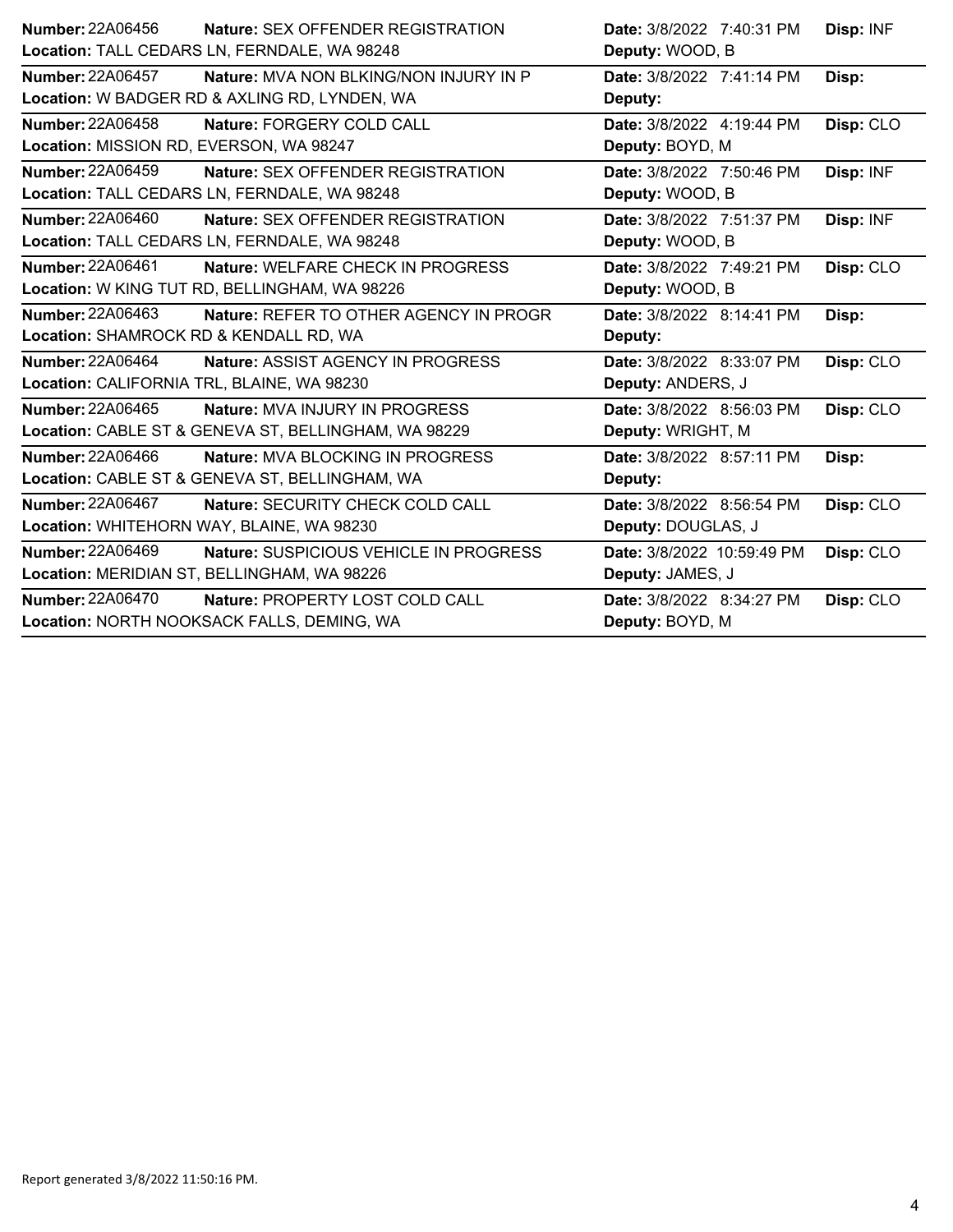**Number:** 22A06456 **Nature:** SEX OFFENDER REGISTRATION **Date:** 3/8/2022 7:40:31 PM **Disp:** INF
**Location:** TALL CEDARS LN, FERNDALE, WA 98248 **Deputy:** WOOD, B

---

**Number:** 22A06457 **Nature:** MVA NON BLKING/NON INJURY IN P **Date:** 3/8/2022 7:41:14 PM **Disp:**
**Location:** W BADGER RD & AXLING RD, LYNDEN, WA **Deputy:**

---

**Number:** 22A06458 **Nature:** FORGERY COLD CALL **Date:** 3/8/2022 4:19:44 PM **Disp:** CLO
**Location:** MISSION RD, EVERSON, WA 98247 **Deputy:** BOYD, M

---

**Number:** 22A06459 **Nature:** SEX OFFENDER REGISTRATION **Date:** 3/8/2022 7:50:46 PM **Disp:** INF
**Location:** TALL CEDARS LN, FERNDALE, WA 98248 **Deputy:** WOOD, B

---

**Number:** 22A06460 **Nature:** SEX OFFENDER REGISTRATION **Date:** 3/8/2022 7:51:37 PM **Disp:** INF
**Location:** TALL CEDARS LN, FERNDALE, WA 98248 **Deputy:** WOOD, B

---

**Number:** 22A06461 **Nature:** WELFARE CHECK IN PROGRESS **Date:** 3/8/2022 7:49:21 PM **Disp:** CLO
**Location:** W KING TUT RD, BELLINGHAM, WA 98226 **Deputy:** WOOD, B

---

**Number:** 22A06463 **Nature:** REFER TO OTHER AGENCY IN PROGR **Date:** 3/8/2022 8:14:41 PM **Disp:**
**Location:** SHAMROCK RD & KENDALL RD, WA **Deputy:**

---

**Number:** 22A06464 **Nature:** ASSIST AGENCY IN PROGRESS **Date:** 3/8/2022 8:33:07 PM **Disp:** CLO
**Location:** CALIFORNIA TRL, BLAINE, WA 98230 **Deputy:** ANDERS, J

---

**Number:** 22A06465 **Nature:** MVA INJURY IN PROGRESS **Date:** 3/8/2022 8:56:03 PM **Disp:** CLO
**Location:** CABLE ST & GENEVA ST, BELLINGHAM, WA 98229 **Deputy:** WRIGHT, M

---

**Number:** 22A06466 **Nature:** MVA BLOCKING IN PROGRESS **Date:** 3/8/2022 8:57:11 PM **Disp:**
**Location:** CABLE ST & GENEVA ST, BELLINGHAM, WA **Deputy:**

---

**Number:** 22A06467 **Nature:** SECURITY CHECK COLD CALL **Date:** 3/8/2022 8:56:54 PM **Disp:** CLO
**Location:** WHITEHORN WAY, BLAINE, WA 98230 **Deputy:** DOUGLAS, J

---

**Number:** 22A06469 **Nature:** SUSPICIOUS VEHICLE IN PROGRESS **Date:** 3/8/2022 10:59:49 PM **Disp:** CLO
**Location:** MERIDIAN ST, BELLINGHAM, WA 98226 **Deputy:** JAMES, J

---

**Number:** 22A06470 **Nature:** PROPERTY LOST COLD CALL **Date:** 3/8/2022 8:34:27 PM **Disp:** CLO
**Location:** NORTH NOOKSACK FALLS, DEMING, WA **Deputy:** BOYD, M

---

Report generated 3/8/2022 11:50:16 PM.